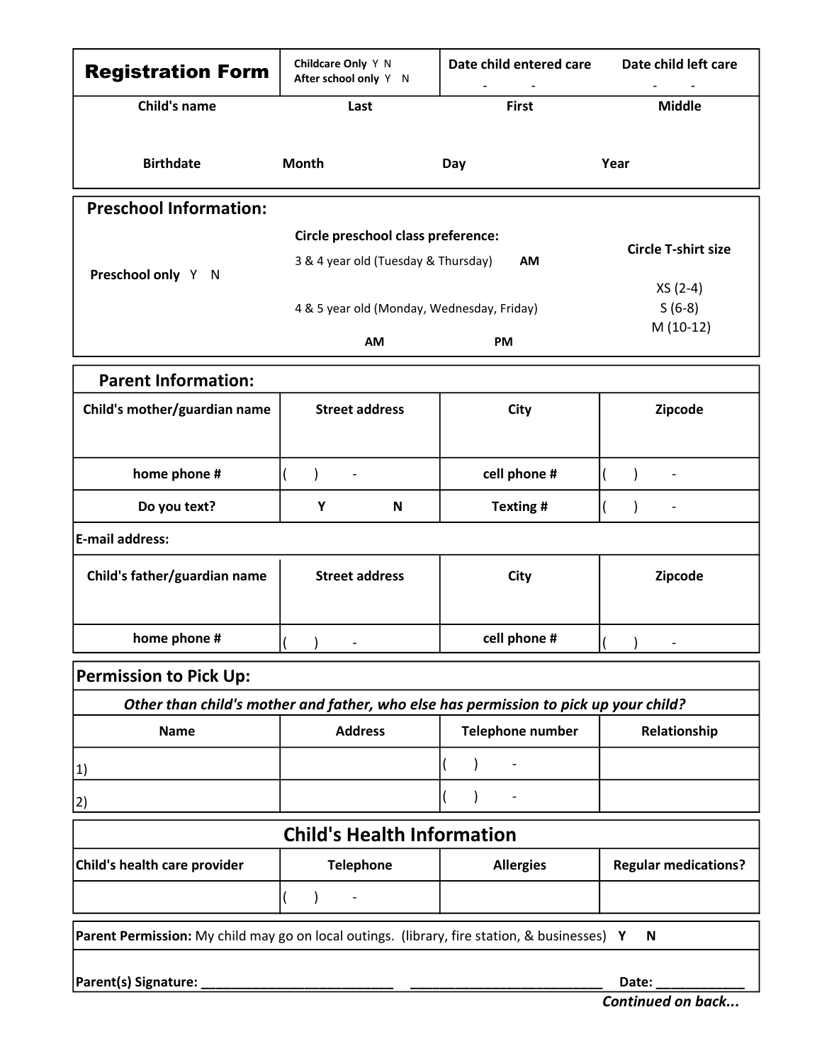# Registration Form

| Registration Form | Childcare Only Y N<br>After school only Y N | Date child entered care<br>- - | Date child left care<br>- - |
|---|---|---|---|
| Child's name | Last | First | Middle |
| Birthdate | Month | Day | Year |

## Preschool Information:

Preschool only Y N

**Circle preschool class preference:**

3 & 4 year old (Tuesday & Thursday) **AM**

4 & 5 year old (Monday, Wednesday, Friday)

**AM** **PM**

**Circle T-shirt size**

XS (2-4)
S (6-8)
M (10-12)

## Parent Information:

| Child's mother/guardian name | Street address | City | Zipcode |
|---|---|---|---|
| | | | |
| home phone # | ( ) - | cell phone # | ( ) - |
| Do you text? | Y N | Texting # | ( ) - |
| E-mail address: | | | |
| Child's father/guardian name | Street address | City | Zipcode |
| | | | |
| home phone # | ( ) - | cell phone # | ( ) - |

## Permission to Pick Up:

*Other than child's mother and father, who else has permission to pick up your child?*

| Name | Address | Telephone number | Relationship |
|---|---|---|---|
| 1) | | ( ) - | |
| 2) | | ( ) - | |

## Child's Health Information

| Child's health care provider | Telephone | Allergies | Regular medications? |
|---|---|---|---|
| | ( ) - | | |

**Parent Permission:** My child may go on local outings. (library, fire station, & businesses) **Y N**

**Parent(s) Signature:** ___________________________ ___________________________ **Date:** ____________

***Continued on back...***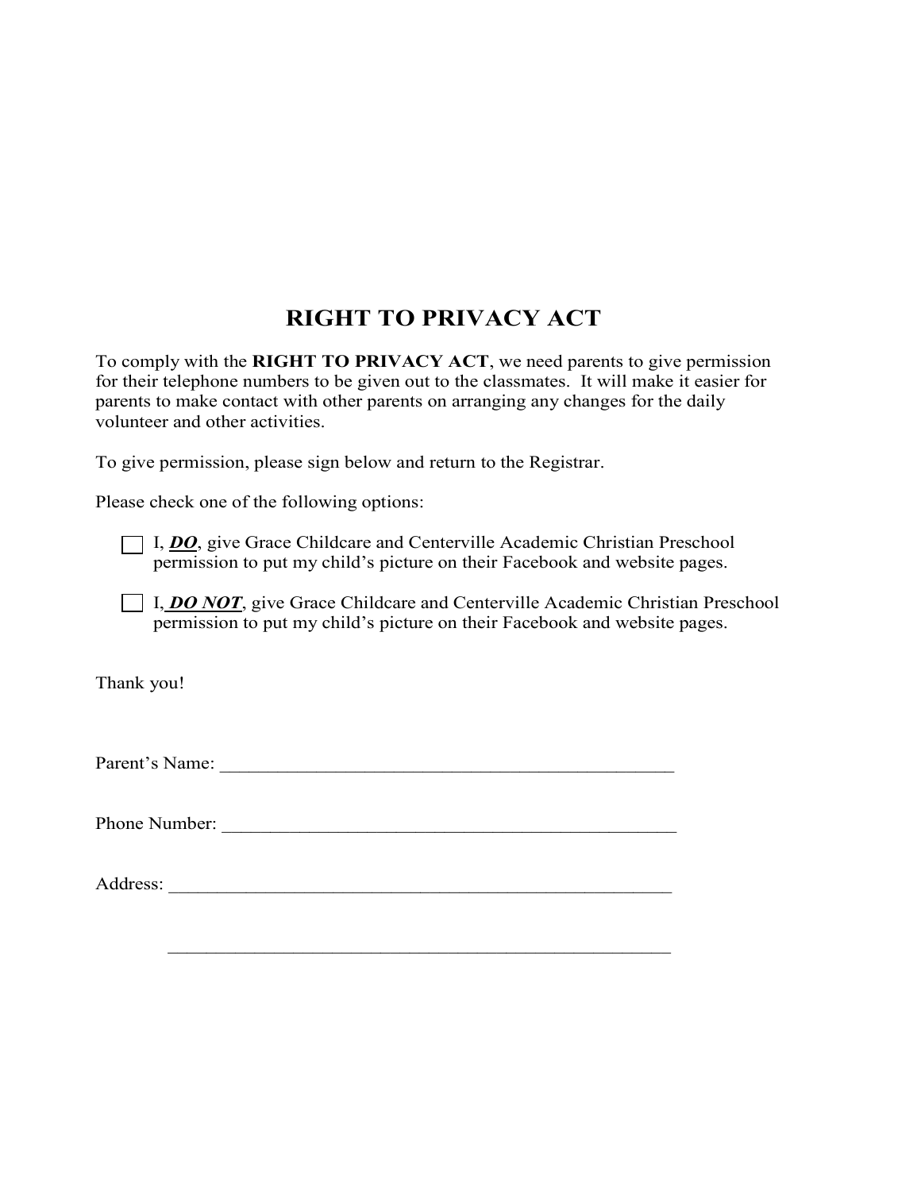# RIGHT TO PRIVACY ACT

To comply with the **RIGHT TO PRIVACY ACT**, we need parents to give permission for their telephone numbers to be given out to the classmates. It will make it easier for parents to make contact with other parents on arranging any changes for the daily volunteer and other activities.

To give permission, please sign below and return to the Registrar.

Please check one of the following options:

☐ I, ***DO***, give Grace Childcare and Centerville Academic Christian Preschool permission to put my child's picture on their Facebook and website pages.

☐ I, ***DO NOT***, give Grace Childcare and Centerville Academic Christian Preschool permission to put my child's picture on their Facebook and website pages.

Thank you!

Parent's Name: ______________________________________________

Phone Number: ______________________________________________

Address: ___________________________________________________

___________________________________________________